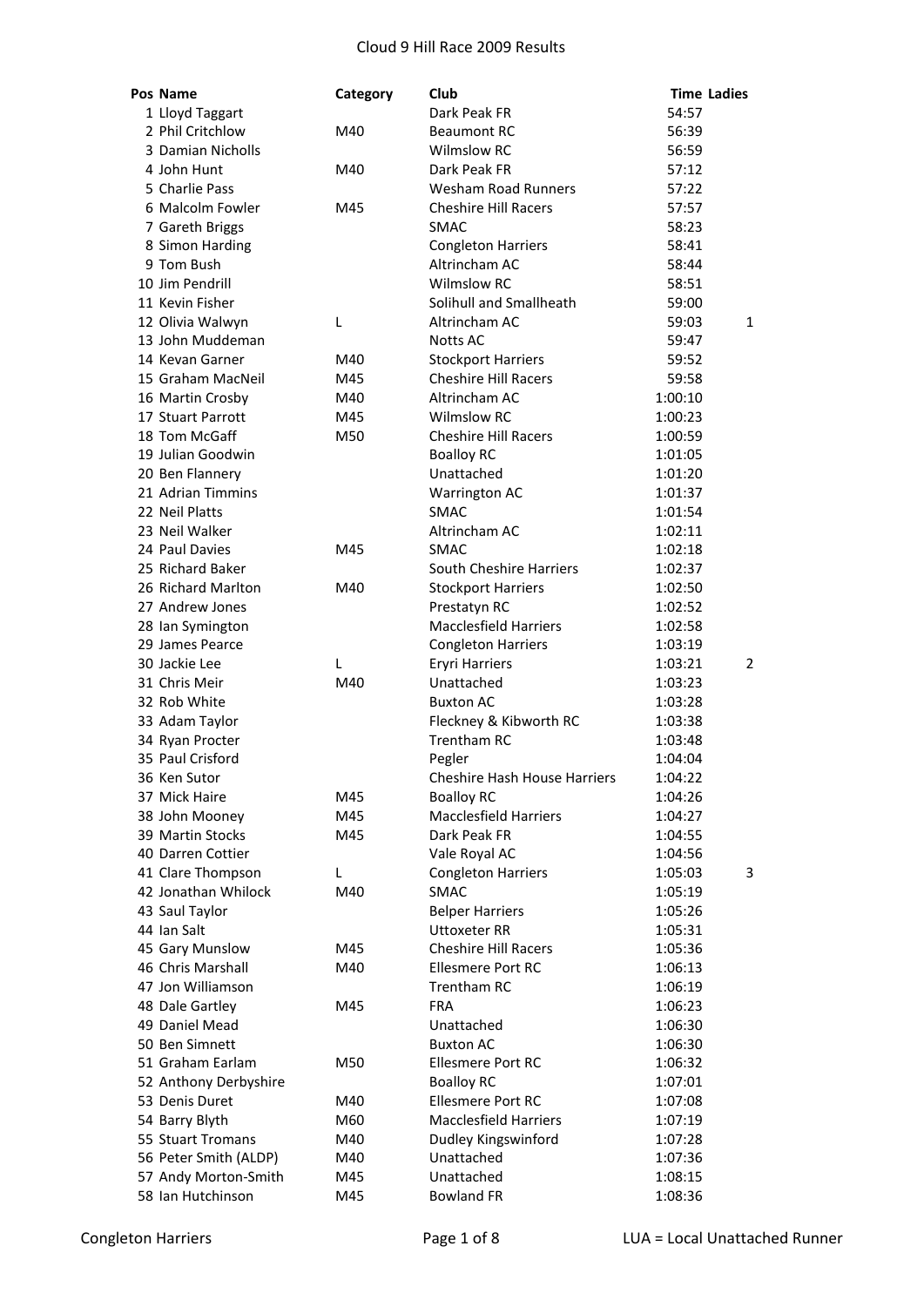# Cloud 9 Hill Race 2009 Results

| Pos | Name | Category | Club | Time | Ladies |
|---|---|---|---|---|---|
| 1 | Lloyd Taggart | | Dark Peak FR | 54:57 | |
| 2 | Phil Critchlow | M40 | Beaumont RC | 56:39 | |
| 3 | Damian Nicholls | | Wilmslow RC | 56:59 | |
| 4 | John Hunt | M40 | Dark Peak FR | 57:12 | |
| 5 | Charlie Pass | | Wesham Road Runners | 57:22 | |
| 6 | Malcolm Fowler | M45 | Cheshire Hill Racers | 57:57 | |
| 7 | Gareth Briggs | | SMAC | 58:23 | |
| 8 | Simon Harding | | Congleton Harriers | 58:41 | |
| 9 | Tom Bush | | Altrincham AC | 58:44 | |
| 10 | Jim Pendrill | | Wilmslow RC | 58:51 | |
| 11 | Kevin Fisher | | Solihull and Smallheath | 59:00 | |
| 12 | Olivia Walwyn | L | Altrincham AC | 59:03 | 1 |
| 13 | John Muddeman | | Notts AC | 59:47 | |
| 14 | Kevan Garner | M40 | Stockport Harriers | 59:52 | |
| 15 | Graham MacNeil | M45 | Cheshire Hill Racers | 59:58 | |
| 16 | Martin Crosby | M40 | Altrincham AC | 1:00:10 | |
| 17 | Stuart Parrott | M45 | Wilmslow RC | 1:00:23 | |
| 18 | Tom McGaff | M50 | Cheshire Hill Racers | 1:00:59 | |
| 19 | Julian Goodwin | | Boalloy RC | 1:01:05 | |
| 20 | Ben Flannery | | Unattached | 1:01:20 | |
| 21 | Adrian Timmins | | Warrington AC | 1:01:37 | |
| 22 | Neil Platts | | SMAC | 1:01:54 | |
| 23 | Neil Walker | | Altrincham AC | 1:02:11 | |
| 24 | Paul Davies | M45 | SMAC | 1:02:18 | |
| 25 | Richard Baker | | South Cheshire Harriers | 1:02:37 | |
| 26 | Richard Marlton | M40 | Stockport Harriers | 1:02:50 | |
| 27 | Andrew Jones | | Prestatyn RC | 1:02:52 | |
| 28 | Ian Symington | | Macclesfield Harriers | 1:02:58 | |
| 29 | James Pearce | | Congleton Harriers | 1:03:19 | |
| 30 | Jackie Lee | L | Eryri Harriers | 1:03:21 | 2 |
| 31 | Chris Meir | M40 | Unattached | 1:03:23 | |
| 32 | Rob White | | Buxton AC | 1:03:28 | |
| 33 | Adam Taylor | | Fleckney & Kibworth RC | 1:03:38 | |
| 34 | Ryan Procter | | Trentham RC | 1:03:48 | |
| 35 | Paul Crisford | | Pegler | 1:04:04 | |
| 36 | Ken Sutor | | Cheshire Hash House Harriers | 1:04:22 | |
| 37 | Mick Haire | M45 | Boalloy RC | 1:04:26 | |
| 38 | John Mooney | M45 | Macclesfield Harriers | 1:04:27 | |
| 39 | Martin Stocks | M45 | Dark Peak FR | 1:04:55 | |
| 40 | Darren Cottier | | Vale Royal AC | 1:04:56 | |
| 41 | Clare Thompson | L | Congleton Harriers | 1:05:03 | 3 |
| 42 | Jonathan Whilock | M40 | SMAC | 1:05:19 | |
| 43 | Saul Taylor | | Belper Harriers | 1:05:26 | |
| 44 | Ian Salt | | Uttoxeter RR | 1:05:31 | |
| 45 | Gary Munslow | M45 | Cheshire Hill Racers | 1:05:36 | |
| 46 | Chris Marshall | M40 | Ellesmere Port RC | 1:06:13 | |
| 47 | Jon Williamson | | Trentham RC | 1:06:19 | |
| 48 | Dale Gartley | M45 | FRA | 1:06:23 | |
| 49 | Daniel Mead | | Unattached | 1:06:30 | |
| 50 | Ben Simnett | | Buxton AC | 1:06:30 | |
| 51 | Graham Earlam | M50 | Ellesmere Port RC | 1:06:32 | |
| 52 | Anthony Derbyshire | | Boalloy RC | 1:07:01 | |
| 53 | Denis Duret | M40 | Ellesmere Port RC | 1:07:08 | |
| 54 | Barry Blyth | M60 | Macclesfield Harriers | 1:07:19 | |
| 55 | Stuart Tromans | M40 | Dudley Kingswinford | 1:07:28 | |
| 56 | Peter Smith (ALDP) | M40 | Unattached | 1:07:36 | |
| 57 | Andy Morton-Smith | M45 | Unattached | 1:08:15 | |
| 58 | Ian Hutchinson | M45 | Bowland FR | 1:08:36 | |

LUA = Local Unattached Runner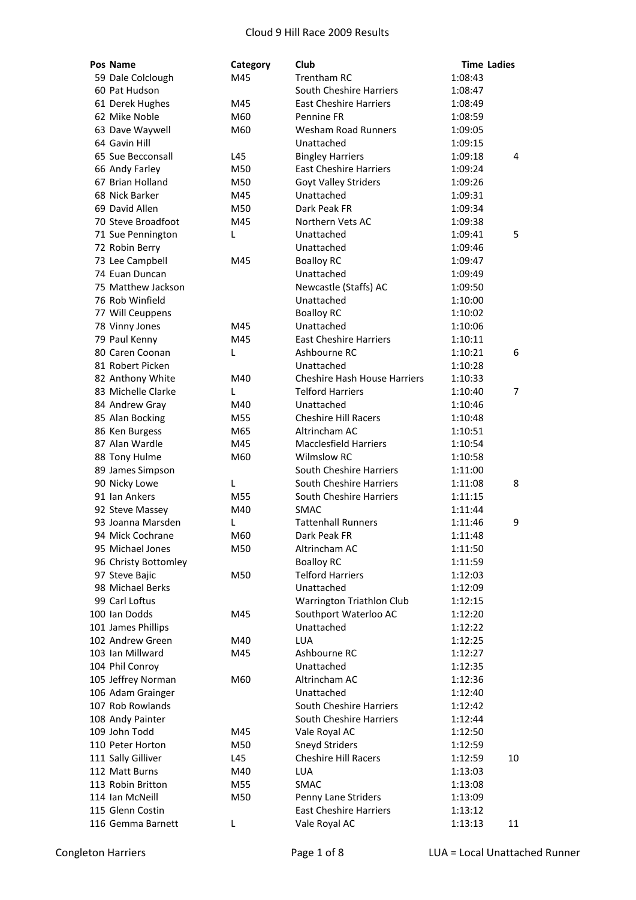# Cloud 9 Hill Race 2009 Results

| Pos | Name | Category | Club | Time | Ladies |
|---|---|---|---|---|---|
| 59 | Dale Colclough | M45 | Trentham RC | 1:08:43 | |
| 60 | Pat Hudson | | South Cheshire Harriers | 1:08:47 | |
| 61 | Derek Hughes | M45 | East Cheshire Harriers | 1:08:49 | |
| 62 | Mike Noble | M60 | Pennine FR | 1:08:59 | |
| 63 | Dave Waywell | M60 | Wesham Road Runners | 1:09:05 | |
| 64 | Gavin Hill | | Unattached | 1:09:15 | |
| 65 | Sue Becconsall | L45 | Bingley Harriers | 1:09:18 | 4 |
| 66 | Andy Farley | M50 | East Cheshire Harriers | 1:09:24 | |
| 67 | Brian Holland | M50 | Goyt Valley Striders | 1:09:26 | |
| 68 | Nick Barker | M45 | Unattached | 1:09:31 | |
| 69 | David Allen | M50 | Dark Peak FR | 1:09:34 | |
| 70 | Steve Broadfoot | M45 | Northern Vets AC | 1:09:38 | |
| 71 | Sue Pennington | L | Unattached | 1:09:41 | 5 |
| 72 | Robin Berry | | Unattached | 1:09:46 | |
| 73 | Lee Campbell | M45 | Boalloy RC | 1:09:47 | |
| 74 | Euan Duncan | | Unattached | 1:09:49 | |
| 75 | Matthew Jackson | | Newcastle (Staffs) AC | 1:09:50 | |
| 76 | Rob Winfield | | Unattached | 1:10:00 | |
| 77 | Will Ceuppens | | Boalloy RC | 1:10:02 | |
| 78 | Vinny Jones | M45 | Unattached | 1:10:06 | |
| 79 | Paul Kenny | M45 | East Cheshire Harriers | 1:10:11 | |
| 80 | Caren Coonan | L | Ashbourne RC | 1:10:21 | 6 |
| 81 | Robert Picken | | Unattached | 1:10:28 | |
| 82 | Anthony White | M40 | Cheshire Hash House Harriers | 1:10:33 | |
| 83 | Michelle Clarke | L | Telford Harriers | 1:10:40 | 7 |
| 84 | Andrew Gray | M40 | Unattached | 1:10:46 | |
| 85 | Alan Bocking | M55 | Cheshire Hill Racers | 1:10:48 | |
| 86 | Ken Burgess | M65 | Altrincham AC | 1:10:51 | |
| 87 | Alan Wardle | M45 | Macclesfield Harriers | 1:10:54 | |
| 88 | Tony Hulme | M60 | Wilmslow RC | 1:10:58 | |
| 89 | James Simpson | | South Cheshire Harriers | 1:11:00 | |
| 90 | Nicky Lowe | L | South Cheshire Harriers | 1:11:08 | 8 |
| 91 | Ian Ankers | M55 | South Cheshire Harriers | 1:11:15 | |
| 92 | Steve Massey | M40 | SMAC | 1:11:44 | |
| 93 | Joanna Marsden | L | Tattenhall Runners | 1:11:46 | 9 |
| 94 | Mick Cochrane | M60 | Dark Peak FR | 1:11:48 | |
| 95 | Michael Jones | M50 | Altrincham AC | 1:11:50 | |
| 96 | Christy Bottomley | | Boalloy RC | 1:11:59 | |
| 97 | Steve Bajic | M50 | Telford Harriers | 1:12:03 | |
| 98 | Michael Berks | | Unattached | 1:12:09 | |
| 99 | Carl Loftus | | Warrington Triathlon Club | 1:12:15 | |
| 100 | Ian Dodds | M45 | Southport Waterloo AC | 1:12:20 | |
| 101 | James Phillips | | Unattached | 1:12:22 | |
| 102 | Andrew Green | M40 | LUA | 1:12:25 | |
| 103 | Ian Millward | M45 | Ashbourne RC | 1:12:27 | |
| 104 | Phil Conroy | | Unattached | 1:12:35 | |
| 105 | Jeffrey Norman | M60 | Altrincham AC | 1:12:36 | |
| 106 | Adam Grainger | | Unattached | 1:12:40 | |
| 107 | Rob Rowlands | | South Cheshire Harriers | 1:12:42 | |
| 108 | Andy Painter | | South Cheshire Harriers | 1:12:44 | |
| 109 | John Todd | M45 | Vale Royal AC | 1:12:50 | |
| 110 | Peter Horton | M50 | Sneyd Striders | 1:12:59 | |
| 111 | Sally Gilliver | L45 | Cheshire Hill Racers | 1:12:59 | 10 |
| 112 | Matt Burns | M40 | LUA | 1:13:03 | |
| 113 | Robin Britton | M55 | SMAC | 1:13:08 | |
| 114 | Ian McNeill | M50 | Penny Lane Striders | 1:13:09 | |
| 115 | Glenn Costin | | East Cheshire Harriers | 1:13:12 | |
| 116 | Gemma Barnett | L | Vale Royal AC | 1:13:13 | 11 |

LUA = Local Unattached Runner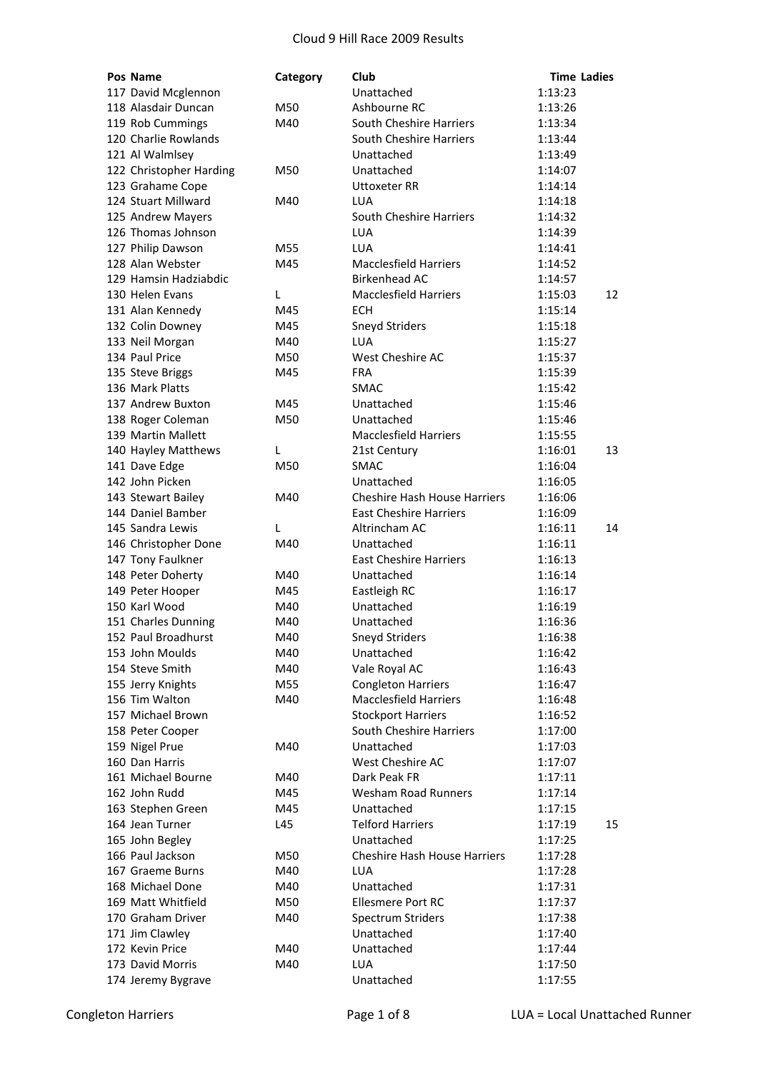# Cloud 9 Hill Race 2009 Results

| Pos | Name | Category | Club | Time | Ladies |
|---|---|---|---|---|---|
| 117 | David Mcglennon | | Unattached | 1:13:23 | |
| 118 | Alasdair Duncan | M50 | Ashbourne RC | 1:13:26 | |
| 119 | Rob Cummings | M40 | South Cheshire Harriers | 1:13:34 | |
| 120 | Charlie Rowlands | | South Cheshire Harriers | 1:13:44 | |
| 121 | Al Walmlsey | | Unattached | 1:13:49 | |
| 122 | Christopher Harding | M50 | Unattached | 1:14:07 | |
| 123 | Grahame Cope | | Uttoxeter RR | 1:14:14 | |
| 124 | Stuart Millward | M40 | LUA | 1:14:18 | |
| 125 | Andrew Mayers | | South Cheshire Harriers | 1:14:32 | |
| 126 | Thomas Johnson | | LUA | 1:14:39 | |
| 127 | Philip Dawson | M55 | LUA | 1:14:41 | |
| 128 | Alan Webster | M45 | Macclesfield Harriers | 1:14:52 | |
| 129 | Hamsin Hadziabdic | | Birkenhead AC | 1:14:57 | |
| 130 | Helen Evans | L | Macclesfield Harriers | 1:15:03 | 12 |
| 131 | Alan Kennedy | M45 | ECH | 1:15:14 | |
| 132 | Colin Downey | M45 | Sneyd Striders | 1:15:18 | |
| 133 | Neil Morgan | M40 | LUA | 1:15:27 | |
| 134 | Paul Price | M50 | West Cheshire AC | 1:15:37 | |
| 135 | Steve Briggs | M45 | FRA | 1:15:39 | |
| 136 | Mark Platts | | SMAC | 1:15:42 | |
| 137 | Andrew Buxton | M45 | Unattached | 1:15:46 | |
| 138 | Roger Coleman | M50 | Unattached | 1:15:46 | |
| 139 | Martin Mallett | | Macclesfield Harriers | 1:15:55 | |
| 140 | Hayley Matthews | L | 21st Century | 1:16:01 | 13 |
| 141 | Dave Edge | M50 | SMAC | 1:16:04 | |
| 142 | John Picken | | Unattached | 1:16:05 | |
| 143 | Stewart Bailey | M40 | Cheshire Hash House Harriers | 1:16:06 | |
| 144 | Daniel Bamber | | East Cheshire Harriers | 1:16:09 | |
| 145 | Sandra Lewis | L | Altrincham AC | 1:16:11 | 14 |
| 146 | Christopher Done | M40 | Unattached | 1:16:11 | |
| 147 | Tony Faulkner | | East Cheshire Harriers | 1:16:13 | |
| 148 | Peter Doherty | M40 | Unattached | 1:16:14 | |
| 149 | Peter Hooper | M45 | Eastleigh RC | 1:16:17 | |
| 150 | Karl Wood | M40 | Unattached | 1:16:19 | |
| 151 | Charles Dunning | M40 | Unattached | 1:16:36 | |
| 152 | Paul Broadhurst | M40 | Sneyd Striders | 1:16:38 | |
| 153 | John Moulds | M40 | Unattached | 1:16:42 | |
| 154 | Steve Smith | M40 | Vale Royal AC | 1:16:43 | |
| 155 | Jerry Knights | M55 | Congleton Harriers | 1:16:47 | |
| 156 | Tim Walton | M40 | Macclesfield Harriers | 1:16:48 | |
| 157 | Michael Brown | | Stockport Harriers | 1:16:52 | |
| 158 | Peter Cooper | | South Cheshire Harriers | 1:17:00 | |
| 159 | Nigel Prue | M40 | Unattached | 1:17:03 | |
| 160 | Dan Harris | | West Cheshire AC | 1:17:07 | |
| 161 | Michael Bourne | M40 | Dark Peak FR | 1:17:11 | |
| 162 | John Rudd | M45 | Wesham Road Runners | 1:17:14 | |
| 163 | Stephen Green | M45 | Unattached | 1:17:15 | |
| 164 | Jean Turner | L45 | Telford Harriers | 1:17:19 | 15 |
| 165 | John Begley | | Unattached | 1:17:25 | |
| 166 | Paul Jackson | M50 | Cheshire Hash House Harriers | 1:17:28 | |
| 167 | Graeme Burns | M40 | LUA | 1:17:28 | |
| 168 | Michael Done | M40 | Unattached | 1:17:31 | |
| 169 | Matt Whitfield | M50 | Ellesmere Port RC | 1:17:37 | |
| 170 | Graham Driver | M40 | Spectrum Striders | 1:17:38 | |
| 171 | Jim Clawley | | Unattached | 1:17:40 | |
| 172 | Kevin Price | M40 | Unattached | 1:17:44 | |
| 173 | David Morris | M40 | LUA | 1:17:50 | |
| 174 | Jeremy Bygrave | | Unattached | 1:17:55 | |

Congleton Harriers

LUA = Local Unattached Runner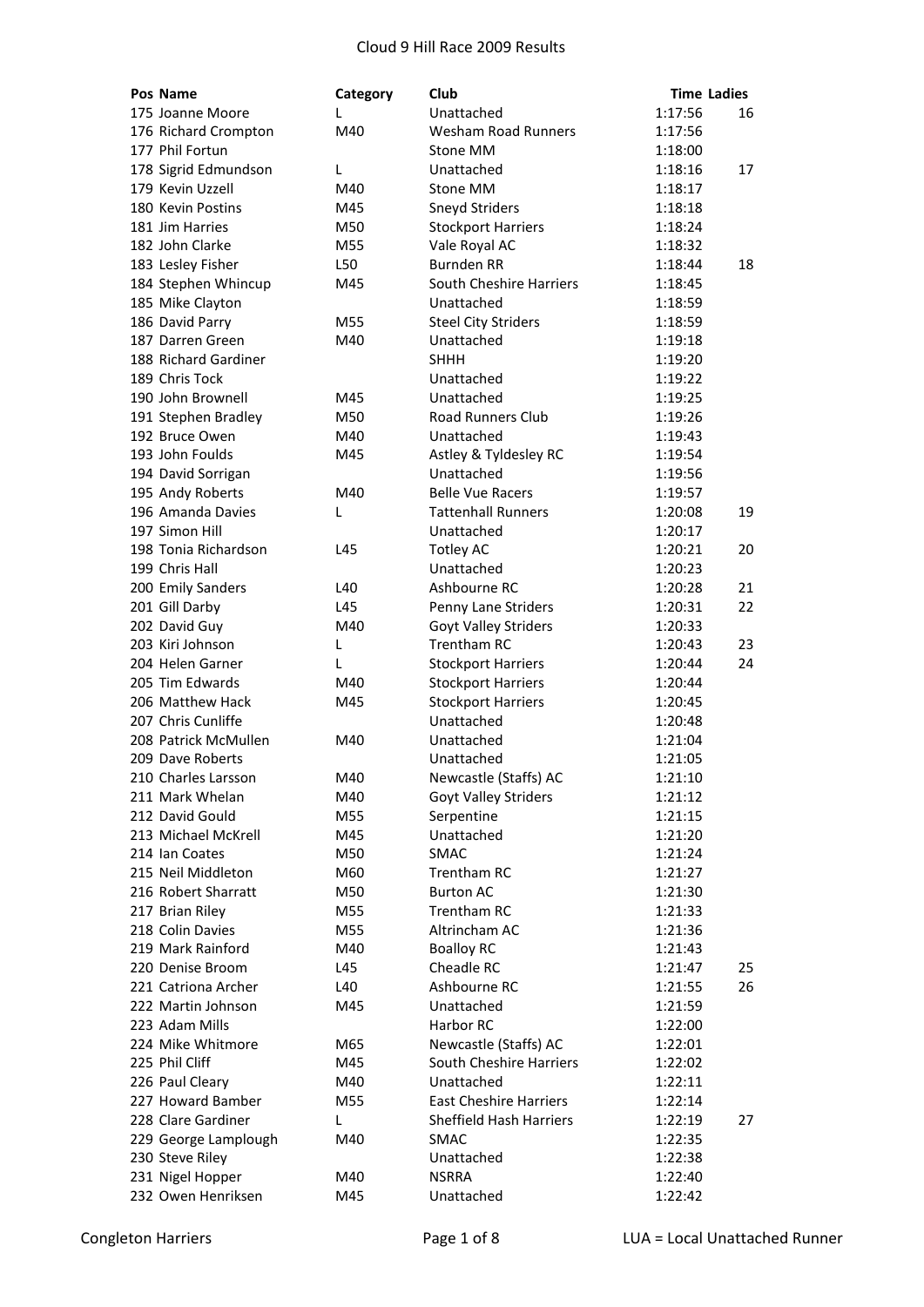# Cloud 9 Hill Race 2009 Results

| Pos | Name | Category | Club | Time | Ladies |
|---|---|---|---|---|---|
| 175 | Joanne Moore | L | Unattached | 1:17:56 | 16 |
| 176 | Richard Crompton | M40 | Wesham Road Runners | 1:17:56 | |
| 177 | Phil Fortun | | Stone MM | 1:18:00 | |
| 178 | Sigrid Edmundson | L | Unattached | 1:18:16 | 17 |
| 179 | Kevin Uzzell | M40 | Stone MM | 1:18:17 | |
| 180 | Kevin Postins | M45 | Sneyd Striders | 1:18:18 | |
| 181 | Jim Harries | M50 | Stockport Harriers | 1:18:24 | |
| 182 | John Clarke | M55 | Vale Royal AC | 1:18:32 | |
| 183 | Lesley Fisher | L50 | Burnden RR | 1:18:44 | 18 |
| 184 | Stephen Whincup | M45 | South Cheshire Harriers | 1:18:45 | |
| 185 | Mike Clayton | | Unattached | 1:18:59 | |
| 186 | David Parry | M55 | Steel City Striders | 1:18:59 | |
| 187 | Darren Green | M40 | Unattached | 1:19:18 | |
| 188 | Richard Gardiner | | SHHH | 1:19:20 | |
| 189 | Chris Tock | | Unattached | 1:19:22 | |
| 190 | John Brownell | M45 | Unattached | 1:19:25 | |
| 191 | Stephen Bradley | M50 | Road Runners Club | 1:19:26 | |
| 192 | Bruce Owen | M40 | Unattached | 1:19:43 | |
| 193 | John Foulds | M45 | Astley & Tyldesley RC | 1:19:54 | |
| 194 | David Sorrigan | | Unattached | 1:19:56 | |
| 195 | Andy Roberts | M40 | Belle Vue Racers | 1:19:57 | |
| 196 | Amanda Davies | L | Tattenhall Runners | 1:20:08 | 19 |
| 197 | Simon Hill | | Unattached | 1:20:17 | |
| 198 | Tonia Richardson | L45 | Totley AC | 1:20:21 | 20 |
| 199 | Chris Hall | | Unattached | 1:20:23 | |
| 200 | Emily Sanders | L40 | Ashbourne RC | 1:20:28 | 21 |
| 201 | Gill Darby | L45 | Penny Lane Striders | 1:20:31 | 22 |
| 202 | David Guy | M40 | Goyt Valley Striders | 1:20:33 | |
| 203 | Kiri Johnson | L | Trentham RC | 1:20:43 | 23 |
| 204 | Helen Garner | L | Stockport Harriers | 1:20:44 | 24 |
| 205 | Tim Edwards | M40 | Stockport Harriers | 1:20:44 | |
| 206 | Matthew Hack | M45 | Stockport Harriers | 1:20:45 | |
| 207 | Chris Cunliffe | | Unattached | 1:20:48 | |
| 208 | Patrick McMullen | M40 | Unattached | 1:21:04 | |
| 209 | Dave Roberts | | Unattached | 1:21:05 | |
| 210 | Charles Larsson | M40 | Newcastle (Staffs) AC | 1:21:10 | |
| 211 | Mark Whelan | M40 | Goyt Valley Striders | 1:21:12 | |
| 212 | David Gould | M55 | Serpentine | 1:21:15 | |
| 213 | Michael McKrell | M45 | Unattached | 1:21:20 | |
| 214 | Ian Coates | M50 | SMAC | 1:21:24 | |
| 215 | Neil Middleton | M60 | Trentham RC | 1:21:27 | |
| 216 | Robert Sharratt | M50 | Burton AC | 1:21:30 | |
| 217 | Brian Riley | M55 | Trentham RC | 1:21:33 | |
| 218 | Colin Davies | M55 | Altrincham AC | 1:21:36 | |
| 219 | Mark Rainford | M40 | Boalloy RC | 1:21:43 | |
| 220 | Denise Broom | L45 | Cheadle RC | 1:21:47 | 25 |
| 221 | Catriona Archer | L40 | Ashbourne RC | 1:21:55 | 26 |
| 222 | Martin Johnson | M45 | Unattached | 1:21:59 | |
| 223 | Adam Mills | | Harbor RC | 1:22:00 | |
| 224 | Mike Whitmore | M65 | Newcastle (Staffs) AC | 1:22:01 | |
| 225 | Phil Cliff | M45 | South Cheshire Harriers | 1:22:02 | |
| 226 | Paul Cleary | M40 | Unattached | 1:22:11 | |
| 227 | Howard Bamber | M55 | East Cheshire Harriers | 1:22:14 | |
| 228 | Clare Gardiner | L | Sheffield Hash Harriers | 1:22:19 | 27 |
| 229 | George Lamplough | M40 | SMAC | 1:22:35 | |
| 230 | Steve Riley | | Unattached | 1:22:38 | |
| 231 | Nigel Hopper | M40 | NSRRA | 1:22:40 | |
| 232 | Owen Henriksen | M45 | Unattached | 1:22:42 | |

LUA = Local Unattached Runner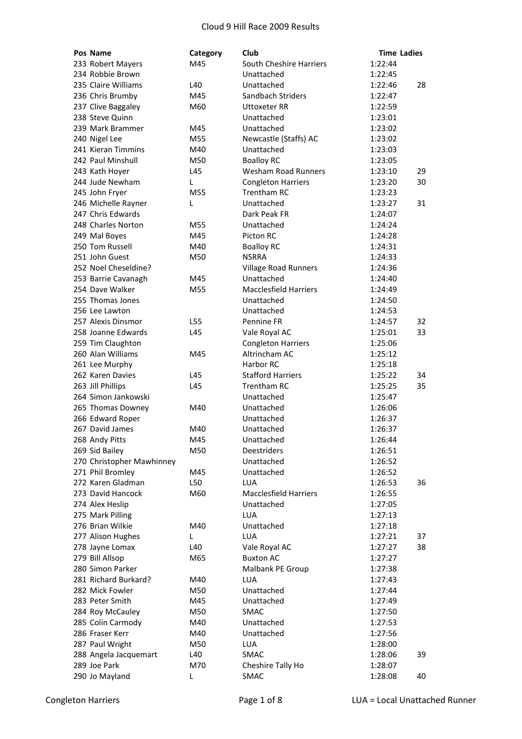# Cloud 9 Hill Race 2009 Results

| Pos | Name | Category | Club | Time | Ladies |
|---|---|---|---|---|---|
| 233 | Robert Mayers | M45 | South Cheshire Harriers | 1:22:44 | |
| 234 | Robbie Brown | | Unattached | 1:22:45 | |
| 235 | Claire Williams | L40 | Unattached | 1:22:46 | 28 |
| 236 | Chris Brumby | M45 | Sandbach Striders | 1:22:47 | |
| 237 | Clive Baggaley | M60 | Uttoxeter RR | 1:22:59 | |
| 238 | Steve Quinn | | Unattached | 1:23:01 | |
| 239 | Mark Brammer | M45 | Unattached | 1:23:02 | |
| 240 | Nigel Lee | M55 | Newcastle (Staffs) AC | 1:23:02 | |
| 241 | Kieran Timmins | M40 | Unattached | 1:23:03 | |
| 242 | Paul Minshull | M50 | Boalloy RC | 1:23:05 | |
| 243 | Kath Hoyer | L45 | Wesham Road Runners | 1:23:10 | 29 |
| 244 | Jude Newham | L | Congleton Harriers | 1:23:20 | 30 |
| 245 | John Fryer | M55 | Trentham RC | 1:23:23 | |
| 246 | Michelle Rayner | L | Unattached | 1:23:27 | 31 |
| 247 | Chris Edwards | | Dark Peak FR | 1:24:07 | |
| 248 | Charles Norton | M55 | Unattached | 1:24:24 | |
| 249 | Mal Boyes | M45 | Picton RC | 1:24:28 | |
| 250 | Tom Russell | M40 | Boalloy RC | 1:24:31 | |
| 251 | John Guest | M50 | NSRRA | 1:24:33 | |
| 252 | Noel Cheseldine? | | Village Road Runners | 1:24:36 | |
| 253 | Barrie Cavanagh | M45 | Unattached | 1:24:40 | |
| 254 | Dave Walker | M55 | Macclesfield Harriers | 1:24:49 | |
| 255 | Thomas Jones | | Unattached | 1:24:50 | |
| 256 | Lee Lawton | | Unattached | 1:24:53 | |
| 257 | Alexis Dinsmor | L55 | Pennine FR | 1:24:57 | 32 |
| 258 | Joanne Edwards | L45 | Vale Royal AC | 1:25:01 | 33 |
| 259 | Tim Claughton | | Congleton Harriers | 1:25:06 | |
| 260 | Alan Williams | M45 | Altrincham AC | 1:25:12 | |
| 261 | Lee Murphy | | Harbor RC | 1:25:18 | |
| 262 | Karen Davies | L45 | Stafford Harriers | 1:25:22 | 34 |
| 263 | Jill Phillips | L45 | Trentham RC | 1:25:25 | 35 |
| 264 | Simon Jankowski | | Unattached | 1:25:47 | |
| 265 | Thomas Downey | M40 | Unattached | 1:26:06 | |
| 266 | Edward Roper | | Unattached | 1:26:37 | |
| 267 | David James | M40 | Unattached | 1:26:37 | |
| 268 | Andy Pitts | M45 | Unattached | 1:26:44 | |
| 269 | Sid Bailey | M50 | Deestriders | 1:26:51 | |
| 270 | Christopher Mawhinney | | Unattached | 1:26:52 | |
| 271 | Phil Bromley | M45 | Unattached | 1:26:52 | |
| 272 | Karen Gladman | L50 | LUA | 1:26:53 | 36 |
| 273 | David Hancock | M60 | Macclesfield Harriers | 1:26:55 | |
| 274 | Alex Heslip | | Unattached | 1:27:05 | |
| 275 | Mark Pilling | | LUA | 1:27:13 | |
| 276 | Brian Wilkie | M40 | Unattached | 1:27:18 | |
| 277 | Alison Hughes | L | LUA | 1:27:21 | 37 |
| 278 | Jayne Lomax | L40 | Vale Royal AC | 1:27:27 | 38 |
| 279 | Bill Allsop | M65 | Buxton AC | 1:27:27 | |
| 280 | Simon Parker | | Malbank PE Group | 1:27:38 | |
| 281 | Richard Burkard? | M40 | LUA | 1:27:43 | |
| 282 | Mick Fowler | M50 | Unattached | 1:27:44 | |
| 283 | Peter Smith | M45 | Unattached | 1:27:49 | |
| 284 | Roy McCauley | M50 | SMAC | 1:27:50 | |
| 285 | Colin Carmody | M40 | Unattached | 1:27:53 | |
| 286 | Fraser Kerr | M40 | Unattached | 1:27:56 | |
| 287 | Paul Wright | M50 | LUA | 1:28:00 | |
| 288 | Angela Jacquemart | L40 | SMAC | 1:28:06 | 39 |
| 289 | Joe Park | M70 | Cheshire Tally Ho | 1:28:07 | |
| 290 | Jo Mayland | L | SMAC | 1:28:08 | 40 |

Congleton Harriers

LUA = Local Unattached Runner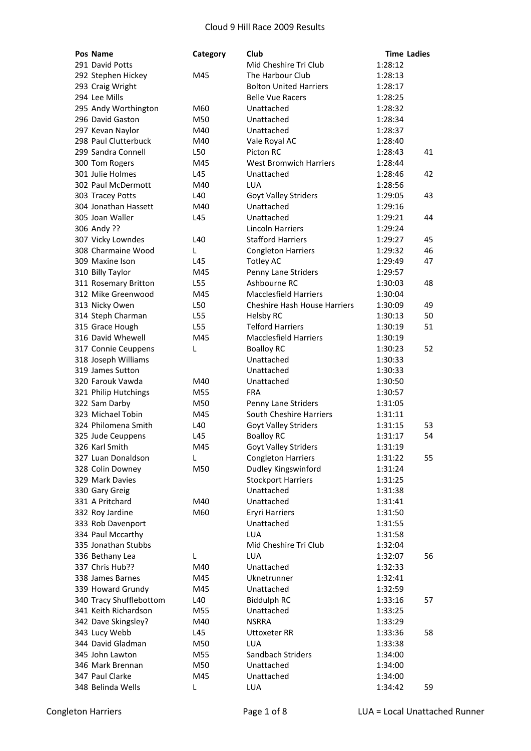# Cloud 9 Hill Race 2009 Results

| Pos | Name | Category | Club | Time | Ladies |
|---|---|---|---|---|---|
| 291 | David Potts | | Mid Cheshire Tri Club | 1:28:12 | |
| 292 | Stephen Hickey | M45 | The Harbour Club | 1:28:13 | |
| 293 | Craig Wright | | Bolton United Harriers | 1:28:17 | |
| 294 | Lee Mills | | Belle Vue Racers | 1:28:25 | |
| 295 | Andy Worthington | M60 | Unattached | 1:28:32 | |
| 296 | David Gaston | M50 | Unattached | 1:28:34 | |
| 297 | Kevan Naylor | M40 | Unattached | 1:28:37 | |
| 298 | Paul Clutterbuck | M40 | Vale Royal AC | 1:28:40 | |
| 299 | Sandra Connell | L50 | Picton RC | 1:28:43 | 41 |
| 300 | Tom Rogers | M45 | West Bromwich Harriers | 1:28:44 | |
| 301 | Julie Holmes | L45 | Unattached | 1:28:46 | 42 |
| 302 | Paul McDermott | M40 | LUA | 1:28:56 | |
| 303 | Tracey Potts | L40 | Goyt Valley Striders | 1:29:05 | 43 |
| 304 | Jonathan Hassett | M40 | Unattached | 1:29:16 | |
| 305 | Joan Waller | L45 | Unattached | 1:29:21 | 44 |
| 306 | Andy ?? | | Lincoln Harriers | 1:29:24 | |
| 307 | Vicky Lowndes | L40 | Stafford Harriers | 1:29:27 | 45 |
| 308 | Charmaine Wood | L | Congleton Harriers | 1:29:32 | 46 |
| 309 | Maxine Ison | L45 | Totley AC | 1:29:49 | 47 |
| 310 | Billy Taylor | M45 | Penny Lane Striders | 1:29:57 | |
| 311 | Rosemary Britton | L55 | Ashbourne RC | 1:30:03 | 48 |
| 312 | Mike Greenwood | M45 | Macclesfield Harriers | 1:30:04 | |
| 313 | Nicky Owen | L50 | Cheshire Hash House Harriers | 1:30:09 | 49 |
| 314 | Steph Charman | L55 | Helsby RC | 1:30:13 | 50 |
| 315 | Grace Hough | L55 | Telford Harriers | 1:30:19 | 51 |
| 316 | David Whewell | M45 | Macclesfield Harriers | 1:30:19 | |
| 317 | Connie Ceuppens | L | Boalloy RC | 1:30:23 | 52 |
| 318 | Joseph Williams | | Unattached | 1:30:33 | |
| 319 | James Sutton | | Unattached | 1:30:33 | |
| 320 | Farouk Vawda | M40 | Unattached | 1:30:50 | |
| 321 | Philip Hutchings | M55 | FRA | 1:30:57 | |
| 322 | Sam Darby | M50 | Penny Lane Striders | 1:31:05 | |
| 323 | Michael Tobin | M45 | South Cheshire Harriers | 1:31:11 | |
| 324 | Philomena Smith | L40 | Goyt Valley Striders | 1:31:15 | 53 |
| 325 | Jude Ceuppens | L45 | Boalloy RC | 1:31:17 | 54 |
| 326 | Karl Smith | M45 | Goyt Valley Striders | 1:31:19 | |
| 327 | Luan Donaldson | L | Congleton Harriers | 1:31:22 | 55 |
| 328 | Colin Downey | M50 | Dudley Kingswinford | 1:31:24 | |
| 329 | Mark Davies | | Stockport Harriers | 1:31:25 | |
| 330 | Gary Greig | | Unattached | 1:31:38 | |
| 331 | A Pritchard | M40 | Unattached | 1:31:41 | |
| 332 | Roy Jardine | M60 | Eryri Harriers | 1:31:50 | |
| 333 | Rob Davenport | | Unattached | 1:31:55 | |
| 334 | Paul Mccarthy | | LUA | 1:31:58 | |
| 335 | Jonathan Stubbs | | Mid Cheshire Tri Club | 1:32:04 | |
| 336 | Bethany Lea | L | LUA | 1:32:07 | 56 |
| 337 | Chris Hub?? | M40 | Unattached | 1:32:33 | |
| 338 | James Barnes | M45 | Uknetrunner | 1:32:41 | |
| 339 | Howard Grundy | M45 | Unattached | 1:32:59 | |
| 340 | Tracy Shufflebottom | L40 | Biddulph RC | 1:33:16 | 57 |
| 341 | Keith Richardson | M55 | Unattached | 1:33:25 | |
| 342 | Dave Skingsley? | M40 | NSRRA | 1:33:29 | |
| 343 | Lucy Webb | L45 | Uttoxeter RR | 1:33:36 | 58 |
| 344 | David Gladman | M50 | LUA | 1:33:38 | |
| 345 | John Lawton | M55 | Sandbach Striders | 1:34:00 | |
| 346 | Mark Brennan | M50 | Unattached | 1:34:00 | |
| 347 | Paul Clarke | M45 | Unattached | 1:34:00 | |
| 348 | Belinda Wells | L | LUA | 1:34:42 | 59 |

LUA = Local Unattached Runner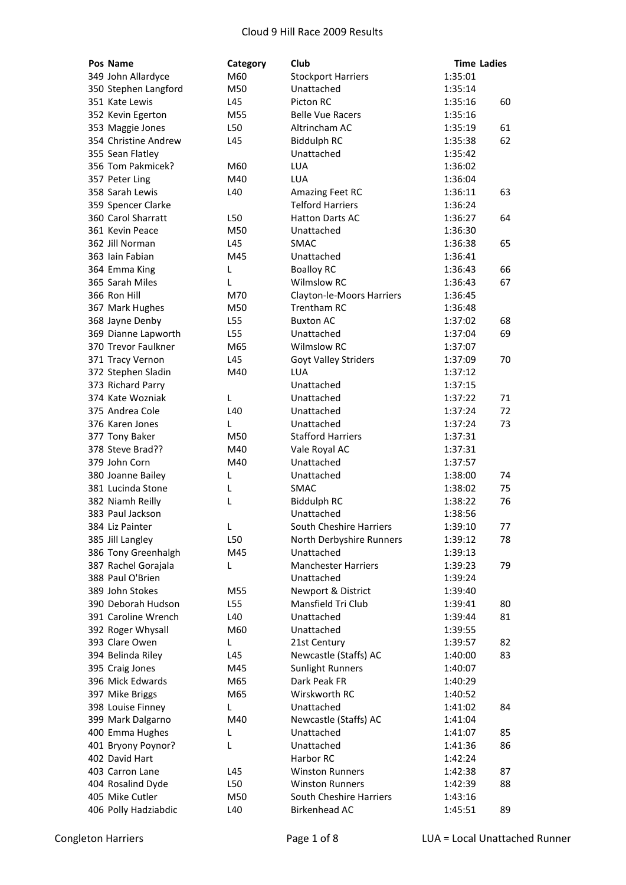# Cloud 9 Hill Race 2009 Results

| Pos | Name | Category | Club | Time | Ladies |
|---|---|---|---|---|---|
| 349 | John Allardyce | M60 | Stockport Harriers | 1:35:01 | |
| 350 | Stephen Langford | M50 | Unattached | 1:35:14 | |
| 351 | Kate Lewis | L45 | Picton RC | 1:35:16 | 60 |
| 352 | Kevin Egerton | M55 | Belle Vue Racers | 1:35:16 | |
| 353 | Maggie Jones | L50 | Altrincham AC | 1:35:19 | 61 |
| 354 | Christine Andrew | L45 | Biddulph RC | 1:35:38 | 62 |
| 355 | Sean Flatley | | Unattached | 1:35:42 | |
| 356 | Tom Pakmicek? | M60 | LUA | 1:36:02 | |
| 357 | Peter Ling | M40 | LUA | 1:36:04 | |
| 358 | Sarah Lewis | L40 | Amazing Feet RC | 1:36:11 | 63 |
| 359 | Spencer Clarke | | Telford Harriers | 1:36:24 | |
| 360 | Carol Sharratt | L50 | Hatton Darts AC | 1:36:27 | 64 |
| 361 | Kevin Peace | M50 | Unattached | 1:36:30 | |
| 362 | Jill Norman | L45 | SMAC | 1:36:38 | 65 |
| 363 | Iain Fabian | M45 | Unattached | 1:36:41 | |
| 364 | Emma King | L | Boalloy RC | 1:36:43 | 66 |
| 365 | Sarah Miles | L | Wilmslow RC | 1:36:43 | 67 |
| 366 | Ron Hill | M70 | Clayton-le-Moors Harriers | 1:36:45 | |
| 367 | Mark Hughes | M50 | Trentham RC | 1:36:48 | |
| 368 | Jayne Denby | L55 | Buxton AC | 1:37:02 | 68 |
| 369 | Dianne Lapworth | L55 | Unattached | 1:37:04 | 69 |
| 370 | Trevor Faulkner | M65 | Wilmslow RC | 1:37:07 | |
| 371 | Tracy Vernon | L45 | Goyt Valley Striders | 1:37:09 | 70 |
| 372 | Stephen Sladin | M40 | LUA | 1:37:12 | |
| 373 | Richard Parry | | Unattached | 1:37:15 | |
| 374 | Kate Wozniak | L | Unattached | 1:37:22 | 71 |
| 375 | Andrea Cole | L40 | Unattached | 1:37:24 | 72 |
| 376 | Karen Jones | L | Unattached | 1:37:24 | 73 |
| 377 | Tony Baker | M50 | Stafford Harriers | 1:37:31 | |
| 378 | Steve Brad?? | M40 | Vale Royal AC | 1:37:31 | |
| 379 | John Corn | M40 | Unattached | 1:37:57 | |
| 380 | Joanne Bailey | L | Unattached | 1:38:00 | 74 |
| 381 | Lucinda Stone | L | SMAC | 1:38:02 | 75 |
| 382 | Niamh Reilly | L | Biddulph RC | 1:38:22 | 76 |
| 383 | Paul Jackson | | Unattached | 1:38:56 | |
| 384 | Liz Painter | L | South Cheshire Harriers | 1:39:10 | 77 |
| 385 | Jill Langley | L50 | North Derbyshire Runners | 1:39:12 | 78 |
| 386 | Tony Greenhalgh | M45 | Unattached | 1:39:13 | |
| 387 | Rachel Gorajala | L | Manchester Harriers | 1:39:23 | 79 |
| 388 | Paul O'Brien | | Unattached | 1:39:24 | |
| 389 | John Stokes | M55 | Newport & District | 1:39:40 | |
| 390 | Deborah Hudson | L55 | Mansfield Tri Club | 1:39:41 | 80 |
| 391 | Caroline Wrench | L40 | Unattached | 1:39:44 | 81 |
| 392 | Roger Whysall | M60 | Unattached | 1:39:55 | |
| 393 | Clare Owen | L | 21st Century | 1:39:57 | 82 |
| 394 | Belinda Riley | L45 | Newcastle (Staffs) AC | 1:40:00 | 83 |
| 395 | Craig Jones | M45 | Sunlight Runners | 1:40:07 | |
| 396 | Mick Edwards | M65 | Dark Peak FR | 1:40:29 | |
| 397 | Mike Briggs | M65 | Wirskworth RC | 1:40:52 | |
| 398 | Louise Finney | L | Unattached | 1:41:02 | 84 |
| 399 | Mark Dalgarno | M40 | Newcastle (Staffs) AC | 1:41:04 | |
| 400 | Emma Hughes | L | Unattached | 1:41:07 | 85 |
| 401 | Bryony Poynor? | L | Unattached | 1:41:36 | 86 |
| 402 | David Hart | | Harbor RC | 1:42:24 | |
| 403 | Carron Lane | L45 | Winston Runners | 1:42:38 | 87 |
| 404 | Rosalind Dyde | L50 | Winston Runners | 1:42:39 | 88 |
| 405 | Mike Cutler | M50 | South Cheshire Harriers | 1:43:16 | |
| 406 | Polly Hadziabdic | L40 | Birkenhead AC | 1:45:51 | 89 |

Congleton Harriers

LUA = Local Unattached Runner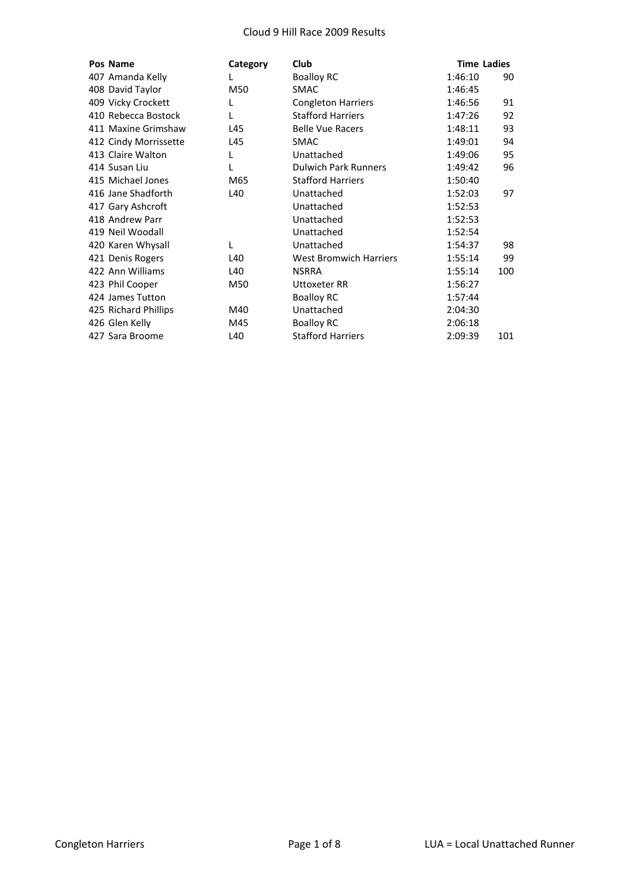| Pos | Name | Category | Club | Time | Ladies |
|---|---|---|---|---|---|
| 407 | Amanda Kelly | L | Boalloy RC | 1:46:10 | 90 |
| 408 | David Taylor | M50 | SMAC | 1:46:45 | |
| 409 | Vicky Crockett | L | Congleton Harriers | 1:46:56 | 91 |
| 410 | Rebecca Bostock | L | Stafford Harriers | 1:47:26 | 92 |
| 411 | Maxine Grimshaw | L45 | Belle Vue Racers | 1:48:11 | 93 |
| 412 | Cindy Morrissette | L45 | SMAC | 1:49:01 | 94 |
| 413 | Claire Walton | L | Unattached | 1:49:06 | 95 |
| 414 | Susan Liu | L | Dulwich Park Runners | 1:49:42 | 96 |
| 415 | Michael Jones | M65 | Stafford Harriers | 1:50:40 | |
| 416 | Jane Shadforth | L40 | Unattached | 1:52:03 | 97 |
| 417 | Gary Ashcroft | | Unattached | 1:52:53 | |
| 418 | Andrew Parr | | Unattached | 1:52:53 | |
| 419 | Neil Woodall | | Unattached | 1:52:54 | |
| 420 | Karen Whysall | L | Unattached | 1:54:37 | 98 |
| 421 | Denis Rogers | L40 | West Bromwich Harriers | 1:55:14 | 99 |
| 422 | Ann Williams | L40 | NSRRA | 1:55:14 | 100 |
| 423 | Phil Cooper | M50 | Uttoxeter RR | 1:56:27 | |
| 424 | James Tutton | | Boalloy RC | 1:57:44 | |
| 425 | Richard Phillips | M40 | Unattached | 2:04:30 | |
| 426 | Glen Kelly | M45 | Boalloy RC | 2:06:18 | |
| 427 | Sara Broome | L40 | Stafford Harriers | 2:09:39 | 101 |

LUA = Local Unattached Runner